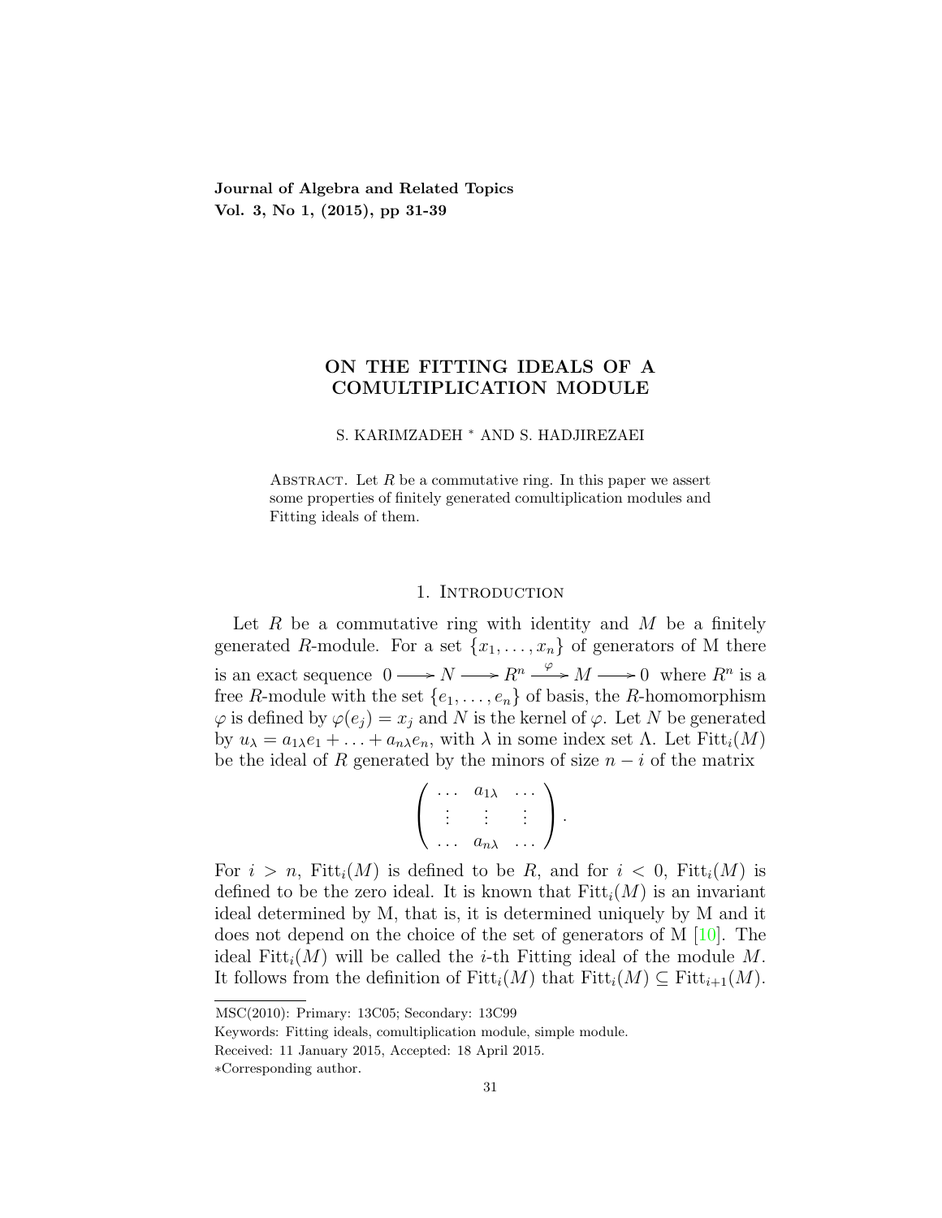# ON THE FITTING IDEALS OF A COMULTIPLICATION MODULE

S. KARIMZADEH * AND S. HADJIREZAEI

Abstract. Let $R$ be a commutative ring. In this paper we assert some properties of finitely generated comultiplication modules and Fitting ideals of them.

## 1. Introduction

Let $R$ be a commutative ring with identity and $M$ be a finitely generated $R$-module. For a set $\{x_1, \ldots, x_n\}$ of generators of M there is an exact sequence $0 \longrightarrow N \longrightarrow R^n \xrightarrow{\varphi} M \longrightarrow 0$ where $R^n$ is a free $R$-module with the set $\{e_1, \ldots, e_n\}$ of basis, the $R$-homomorphism $\varphi$ is defined by $\varphi(e_j) = x_j$ and $N$ is the kernel of $\varphi$. Let $N$ be generated by $u_\lambda = a_{1\lambda}e_1 + \ldots + a_{n\lambda}e_n$, with $\lambda$ in some index set $\Lambda$. Let $\mathrm{Fitt}_i(M)$ be the ideal of $R$ generated by the minors of size $n - i$ of the matrix

$$\begin{pmatrix} \ldots & a_{1\lambda} & \ldots \\ \vdots & \vdots & \vdots \\ \ldots & a_{n\lambda} & \ldots \end{pmatrix}.$$

For $i > n$, $\mathrm{Fitt}_i(M)$ is defined to be $R$, and for $i < 0$, $\mathrm{Fitt}_i(M)$ is defined to be the zero ideal. It is known that $\mathrm{Fitt}_i(M)$ is an invariant ideal determined by M, that is, it is determined uniquely by M and it does not depend on the choice of the set of generators of M [10]. The ideal $\mathrm{Fitt}_i(M)$ will be called the $i$-th Fitting ideal of the module $M$. It follows from the definition of $\mathrm{Fitt}_i(M)$ that $\mathrm{Fitt}_i(M) \subseteq \mathrm{Fitt}_{i+1}(M)$.

---

MSC(2010): Primary: 13C05; Secondary: 13C99

Keywords: Fitting ideals, comultiplication module, simple module.

Received: 11 January 2015, Accepted: 18 April 2015.

*Corresponding author.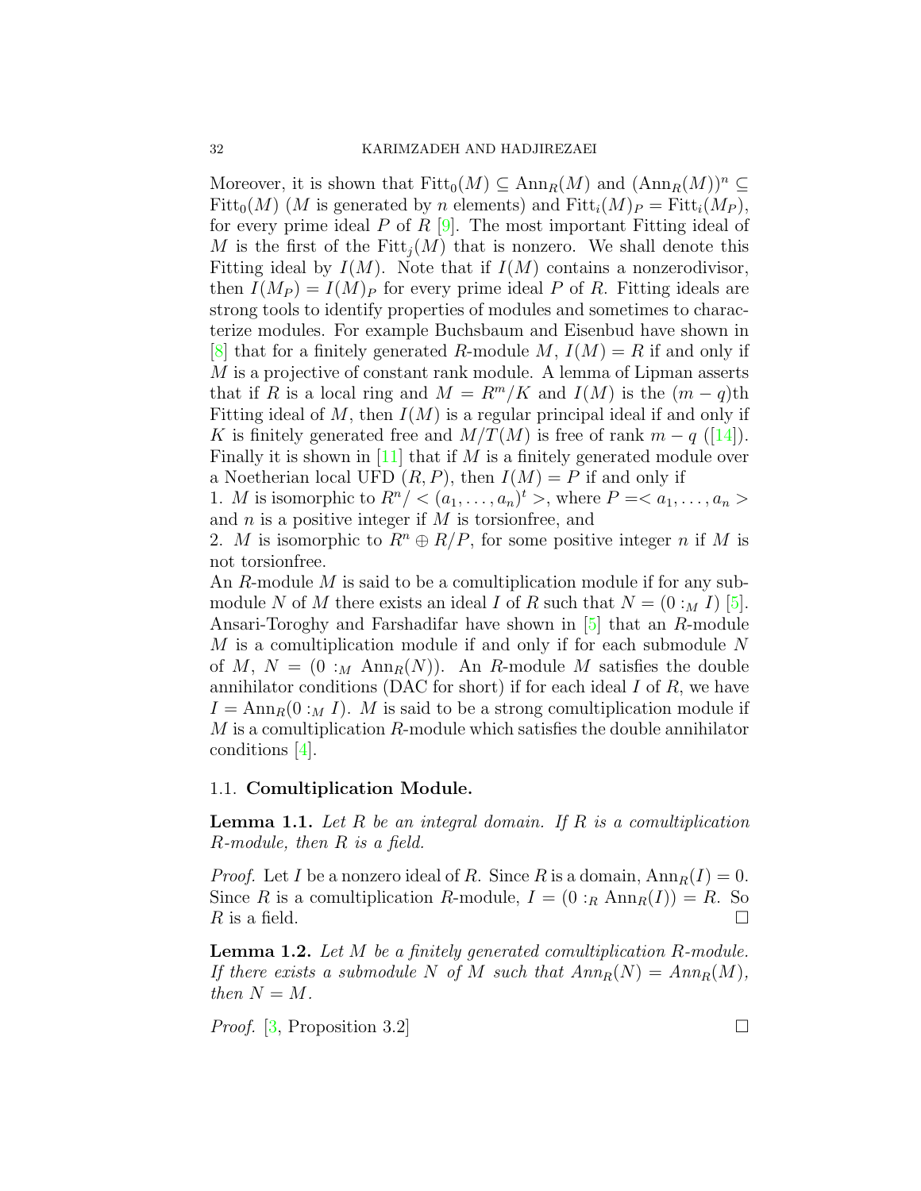Moreover, it is shown that $\mathrm{Fitt}_0(M) \subseteq \mathrm{Ann}_R(M)$ and $(\mathrm{Ann}_R(M))^n \subseteq \mathrm{Fitt}_0(M)$ ($M$ is generated by $n$ elements) and $\mathrm{Fitt}_i(M)_P = \mathrm{Fitt}_i(M_P)$, for every prime ideal $P$ of $R$ [9]. The most important Fitting ideal of $M$ is the first of the $\mathrm{Fitt}_j(M)$ that is nonzero. We shall denote this Fitting ideal by $I(M)$. Note that if $I(M)$ contains a nonzerodivisor, then $I(M_P) = I(M)_P$ for every prime ideal $P$ of $R$. Fitting ideals are strong tools to identify properties of modules and sometimes to characterize modules. For example Buchsbaum and Eisenbud have shown in [8] that for a finitely generated $R$-module $M$, $I(M) = R$ if and only if $M$ is a projective of constant rank module. A lemma of Lipman asserts that if $R$ is a local ring and $M = R^m/K$ and $I(M)$ is the $(m-q)$th Fitting ideal of $M$, then $I(M)$ is a regular principal ideal if and only if $K$ is finitely generated free and $M/T(M)$ is free of rank $m - q$ ([14]). Finally it is shown in [11] that if $M$ is a finitely generated module over a Noetherian local UFD $(R, P)$, then $I(M) = P$ if and only if

1. $M$ is isomorphic to $R^n / < (a_1, \ldots, a_n)^t >$, where $P =< a_1, \ldots, a_n >$ and $n$ is a positive integer if $M$ is torsionfree, and
2. $M$ is isomorphic to $R^n \oplus R/P$, for some positive integer $n$ if $M$ is not torsionfree.

An $R$-module $M$ is said to be a comultiplication module if for any submodule $N$ of $M$ there exists an ideal $I$ of $R$ such that $N = (0 :_M I)$ [5]. Ansari-Toroghy and Farshadifar have shown in [5] that an $R$-module $M$ is a comultiplication module if and only if for each submodule $N$ of $M$, $N = (0 :_M \mathrm{Ann}_R(N))$. An $R$-module $M$ satisfies the double annihilator conditions (DAC for short) if for each ideal $I$ of $R$, we have $I = \mathrm{Ann}_R(0 :_M I)$. $M$ is said to be a strong comultiplication module if $M$ is a comultiplication $R$-module which satisfies the double annihilator conditions [4].

### 1.1. Comultiplication Module.

**Lemma 1.1.** *Let $R$ be an integral domain. If $R$ is a comultiplication $R$-module, then $R$ is a field.*

*Proof.* Let $I$ be a nonzero ideal of $R$. Since $R$ is a domain, $\mathrm{Ann}_R(I) = 0$. Since $R$ is a comultiplication $R$-module, $I = (0 :_R \mathrm{Ann}_R(I)) = R$. So $R$ is a field. □

**Lemma 1.2.** *Let $M$ be a finitely generated comultiplication $R$-module. If there exists a submodule $N$ of $M$ such that $Ann_R(N) = Ann_R(M)$, then $N = M$.*

*Proof.* [3, Proposition 3.2] □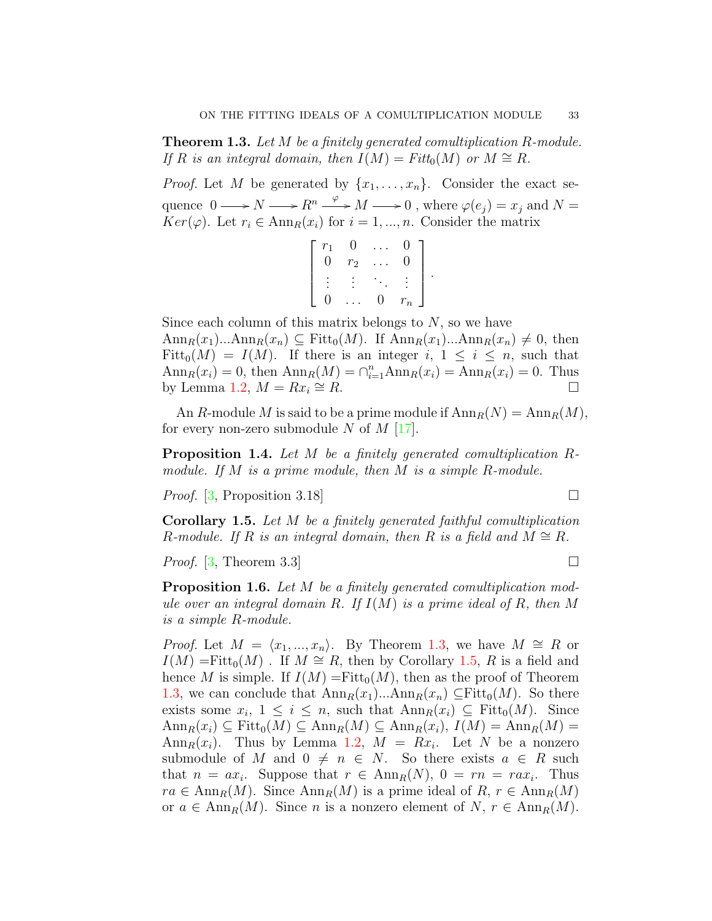**Theorem 1.3.** *Let $M$ be a finitely generated comultiplication $R$-module. If $R$ is an integral domain, then $I(M) = Fitt_0(M)$ or $M \cong R$.*

*Proof.* Let $M$ be generated by $\{x_1, \ldots, x_n\}$. Consider the exact sequence $0 \longrightarrow N \longrightarrow R^n \xrightarrow{\varphi} M \longrightarrow 0$ , where $\varphi(e_j) = x_j$ and $N = Ker(\varphi)$. Let $r_i \in \mathrm{Ann}_R(x_i)$ for $i = 1, ..., n$. Consider the matrix

$$\begin{bmatrix} r_1 & 0 & \ldots & 0 \\ 0 & r_2 & \ldots & 0 \\ \vdots & \vdots & \ddots & \vdots \\ 0 & \ldots & 0 & r_n \end{bmatrix}.$$

Since each column of this matrix belongs to $N$, so we have $\mathrm{Ann}_R(x_1)...\mathrm{Ann}_R(x_n) \subseteq \mathrm{Fitt}_0(M)$. If $\mathrm{Ann}_R(x_1)...\mathrm{Ann}_R(x_n) \neq 0$, then $\mathrm{Fitt}_0(M) = I(M)$. If there is an integer $i$, $1 \leq i \leq n$, such that $\mathrm{Ann}_R(x_i) = 0$, then $\mathrm{Ann}_R(M) = \cap_{i=1}^n \mathrm{Ann}_R(x_i) = \mathrm{Ann}_R(x_i) = 0$. Thus by Lemma 1.2, $M = Rx_i \cong R$. □

An $R$-module $M$ is said to be a prime module if $\mathrm{Ann}_R(N) = \mathrm{Ann}_R(M)$, for every non-zero submodule $N$ of $M$ [17].

**Proposition 1.4.** *Let $M$ be a finitely generated comultiplication $R$-module. If $M$ is a prime module, then $M$ is a simple $R$-module.*

*Proof.* [3, Proposition 3.18] □

**Corollary 1.5.** *Let $M$ be a finitely generated faithful comultiplication $R$-module. If $R$ is an integral domain, then $R$ is a field and $M \cong R$.*

*Proof.* [3, Theorem 3.3] □

**Proposition 1.6.** *Let $M$ be a finitely generated comultiplication module over an integral domain $R$. If $I(M)$ is a prime ideal of $R$, then $M$ is a simple $R$-module.*

*Proof.* Let $M = \langle x_1, ..., x_n \rangle$. By Theorem 1.3, we have $M \cong R$ or $I(M) = \mathrm{Fitt}_0(M)$ . If $M \cong R$, then by Corollary 1.5, $R$ is a field and hence $M$ is simple. If $I(M) = \mathrm{Fitt}_0(M)$, then as the proof of Theorem 1.3, we can conclude that $\mathrm{Ann}_R(x_1)...\mathrm{Ann}_R(x_n) \subseteq \mathrm{Fitt}_0(M)$. So there exists some $x_i$, $1 \leq i \leq n$, such that $\mathrm{Ann}_R(x_i) \subseteq \mathrm{Fitt}_0(M)$. Since $\mathrm{Ann}_R(x_i) \subseteq \mathrm{Fitt}_0(M) \subseteq \mathrm{Ann}_R(M) \subseteq \mathrm{Ann}_R(x_i)$, $I(M) = \mathrm{Ann}_R(M) = \mathrm{Ann}_R(x_i)$. Thus by Lemma 1.2, $M = Rx_i$. Let $N$ be a nonzero submodule of $M$ and $0 \neq n \in N$. So there exists $a \in R$ such that $n = ax_i$. Suppose that $r \in \mathrm{Ann}_R(N)$, $0 = rn = rax_i$. Thus $ra \in \mathrm{Ann}_R(M)$. Since $\mathrm{Ann}_R(M)$ is a prime ideal of $R$, $r \in \mathrm{Ann}_R(M)$ or $a \in \mathrm{Ann}_R(M)$. Since $n$ is a nonzero element of $N$, $r \in \mathrm{Ann}_R(M)$.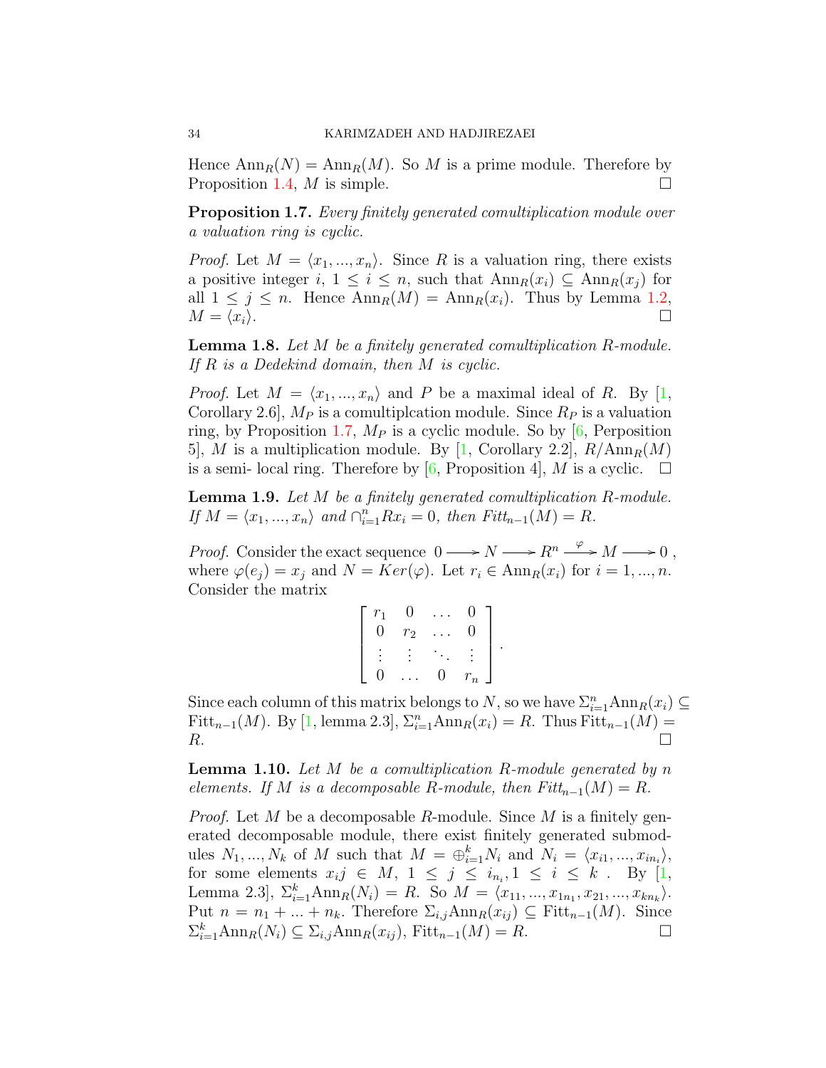Hence $\text{Ann}_R(N) = \text{Ann}_R(M)$. So $M$ is a prime module. Therefore by Proposition 1.4, $M$ is simple. $\square$

**Proposition 1.7.** *Every finitely generated comultiplication module over a valuation ring is cyclic.*

*Proof.* Let $M = \langle x_1, ..., x_n \rangle$. Since $R$ is a valuation ring, there exists a positive integer $i$, $1 \leq i \leq n$, such that $\text{Ann}_R(x_i) \subseteq \text{Ann}_R(x_j)$ for all $1 \leq j \leq n$. Hence $\text{Ann}_R(M) = \text{Ann}_R(x_i)$. Thus by Lemma 1.2, $M = \langle x_i \rangle$. $\square$

**Lemma 1.8.** *Let $M$ be a finitely generated comultiplication $R$-module. If $R$ is a Dedekind domain, then $M$ is cyclic.*

*Proof.* Let $M = \langle x_1, ..., x_n \rangle$ and $P$ be a maximal ideal of $R$. By [1, Corollary 2.6], $M_P$ is a comultipl​cation module. Since $R_P$ is a valuation ring, by Proposition 1.7, $M_P$ is a cyclic module. So by [6, Perposition 5], $M$ is a multiplication module. By [1, Corollary 2.2], $R/\text{Ann}_R(M)$ is a semi- local ring. Therefore by [6, Proposition 4], $M$ is a cyclic. $\square$

**Lemma 1.9.** *Let $M$ be a finitely generated comultiplication $R$-module. If $M = \langle x_1, ..., x_n \rangle$ and $\cap_{i=1}^{n} Rx_i = 0$, then $Fitt_{n-1}(M) = R$.*

*Proof.* Consider the exact sequence $0 \longrightarrow N \longrightarrow R^n \overset{\varphi}{\longrightarrow} M \longrightarrow 0$, where $\varphi(e_j) = x_j$ and $N = Ker(\varphi)$. Let $r_i \in \text{Ann}_R(x_i)$ for $i = 1, ..., n$. Consider the matrix

$$\begin{bmatrix} r_1 & 0 & \dots & 0 \\ 0 & r_2 & \dots & 0 \\ \vdots & \vdots & \ddots & \vdots \\ 0 & \dots & 0 & r_n \end{bmatrix}.$$

Since each column of this matrix belongs to $N$, so we have $\Sigma_{i=1}^{n} \text{Ann}_R(x_i) \subseteq \text{Fitt}_{n-1}(M)$. By [1, lemma 2.3], $\Sigma_{i=1}^{n} \text{Ann}_R(x_i) = R$. Thus $\text{Fitt}_{n-1}(M) = R$. $\square$

**Lemma 1.10.** *Let $M$ be a comultiplication $R$-module generated by $n$ elements. If $M$ is a decomposable $R$-module, then $Fitt_{n-1}(M) = R$.*

*Proof.* Let $M$ be a decomposable $R$-module. Since $M$ is a finitely generated decomposable module, there exist finitely generated submodules $N_1, ..., N_k$ of $M$ such that $M = \oplus_{i=1}^{k} N_i$ and $N_i = \langle x_{i1}, ..., x_{in_i} \rangle$, for some elements $x_ij \in M$, $1 \leq j \leq i_{n_i}, 1 \leq i \leq k$ . By [1, Lemma 2.3], $\Sigma_{i=1}^{k} \text{Ann}_R(N_i) = R$. So $M = \langle x_{11}, ..., x_{1n_1}, x_{21}, ..., x_{kn_k} \rangle$. Put $n = n_1 + ... + n_k$. Therefore $\Sigma_{i,j} \text{Ann}_R(x_{ij}) \subseteq \text{Fitt}_{n-1}(M)$. Since $\Sigma_{i=1}^{k} \text{Ann}_R(N_i) \subseteq \Sigma_{i,j} \text{Ann}_R(x_{ij})$, $\text{Fitt}_{n-1}(M) = R$. $\square$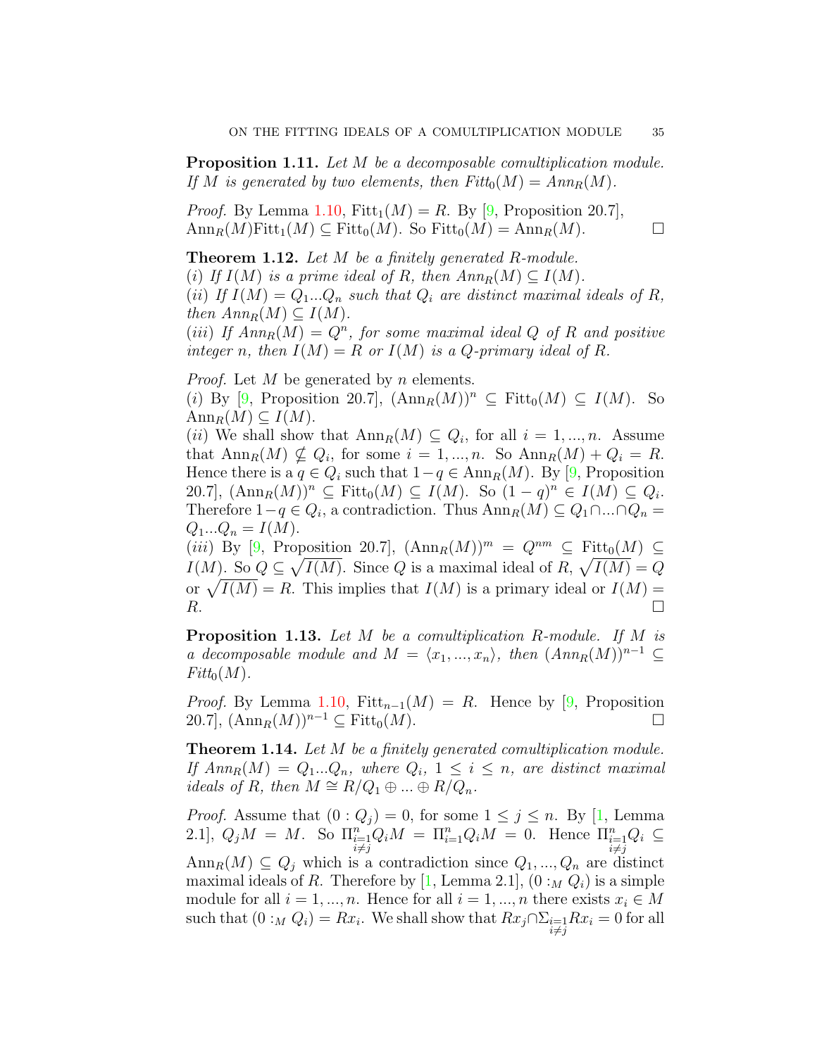**Proposition 1.11.** *Let $M$ be a decomposable comultiplication module. If $M$ is generated by two elements, then $Fitt_0(M) = Ann_R(M)$.*

*Proof.* By Lemma 1.10, $\mathrm{Fitt}_1(M) = R$. By [9, Proposition 20.7], $\mathrm{Ann}_R(M)\mathrm{Fitt}_1(M) \subseteq \mathrm{Fitt}_0(M)$. So $\mathrm{Fitt}_0(M) = \mathrm{Ann}_R(M)$. □

**Theorem 1.12.** *Let $M$ be a finitely generated $R$-module.*
*$(i)$ If $I(M)$ is a prime ideal of $R$, then $Ann_R(M) \subseteq I(M)$.*
*$(ii)$ If $I(M) = Q_1 ... Q_n$ such that $Q_i$ are distinct maximal ideals of $R$, then $Ann_R(M) \subseteq I(M)$.*
*$(iii)$ If $Ann_R(M) = Q^n$, for some maximal ideal $Q$ of $R$ and positive integer $n$, then $I(M) = R$ or $I(M)$ is a $Q$-primary ideal of $R$.*

*Proof.* Let $M$ be generated by $n$ elements.
$(i)$ By [9, Proposition 20.7], $(\mathrm{Ann}_R(M))^n \subseteq \mathrm{Fitt}_0(M) \subseteq I(M)$. So $\mathrm{Ann}_R(M) \subseteq I(M)$.
$(ii)$ We shall show that $\mathrm{Ann}_R(M) \subseteq Q_i$, for all $i = 1, ..., n$. Assume that $\mathrm{Ann}_R(M) \nsubseteq Q_i$, for some $i = 1, ..., n$. So $\mathrm{Ann}_R(M) + Q_i = R$. Hence there is a $q \in Q_i$ such that $1 - q \in \mathrm{Ann}_R(M)$. By [9, Proposition 20.7], $(\mathrm{Ann}_R(M))^n \subseteq \mathrm{Fitt}_0(M) \subseteq I(M)$. So $(1 - q)^n \in I(M) \subseteq Q_i$. Therefore $1 - q \in Q_i$, a contradiction. Thus $\mathrm{Ann}_R(M) \subseteq Q_1 \cap ... \cap Q_n = Q_1 ... Q_n = I(M)$.
$(iii)$ By [9, Proposition 20.7], $(\mathrm{Ann}_R(M))^m = Q^{nm} \subseteq \mathrm{Fitt}_0(M) \subseteq I(M)$. So $Q \subseteq \sqrt{I(M)}$. Since $Q$ is a maximal ideal of $R$, $\sqrt{I(M)} = Q$ or $\sqrt{I(M)} = R$. This implies that $I(M)$ is a primary ideal or $I(M) = R$. □

**Proposition 1.13.** *Let $M$ be a comultiplication $R$-module. If $M$ is a decomposable module and $M = \langle x_1, ..., x_n \rangle$, then $(Ann_R(M))^{n-1} \subseteq Fitt_0(M)$.*

*Proof.* By Lemma 1.10, $\mathrm{Fitt}_{n-1}(M) = R$. Hence by [9, Proposition 20.7], $(\mathrm{Ann}_R(M))^{n-1} \subseteq \mathrm{Fitt}_0(M)$. □

**Theorem 1.14.** *Let $M$ be a finitely generated comultiplication module. If $Ann_R(M) = Q_1 ... Q_n$, where $Q_i$, $1 \leq i \leq n$, are distinct maximal ideals of $R$, then $M \cong R/Q_1 \oplus ... \oplus R/Q_n$.*

*Proof.* Assume that $(0 : Q_j) = 0$, for some $1 \leq j \leq n$. By [1, Lemma 2.1], $Q_j M = M$. So $\Pi_{\substack{i=1 \\ i \neq j}}^n Q_i M = \Pi_{i=1}^n Q_i M = 0$. Hence $\Pi_{\substack{i=1 \\ i \neq j}}^n Q_i \subseteq \mathrm{Ann}_R(M) \subseteq Q_j$ which is a contradiction since $Q_1, ..., Q_n$ are distinct maximal ideals of $R$. Therefore by [1, Lemma 2.1], $(0 :_M Q_i)$ is a simple module for all $i = 1, ..., n$. Hence for all $i = 1, ..., n$ there exists $x_i \in M$ such that $(0 :_M Q_i) = Rx_i$. We shall show that $Rx_j \cap \Sigma_{\substack{i=1 \\ i \neq j}} Rx_i = 0$ for all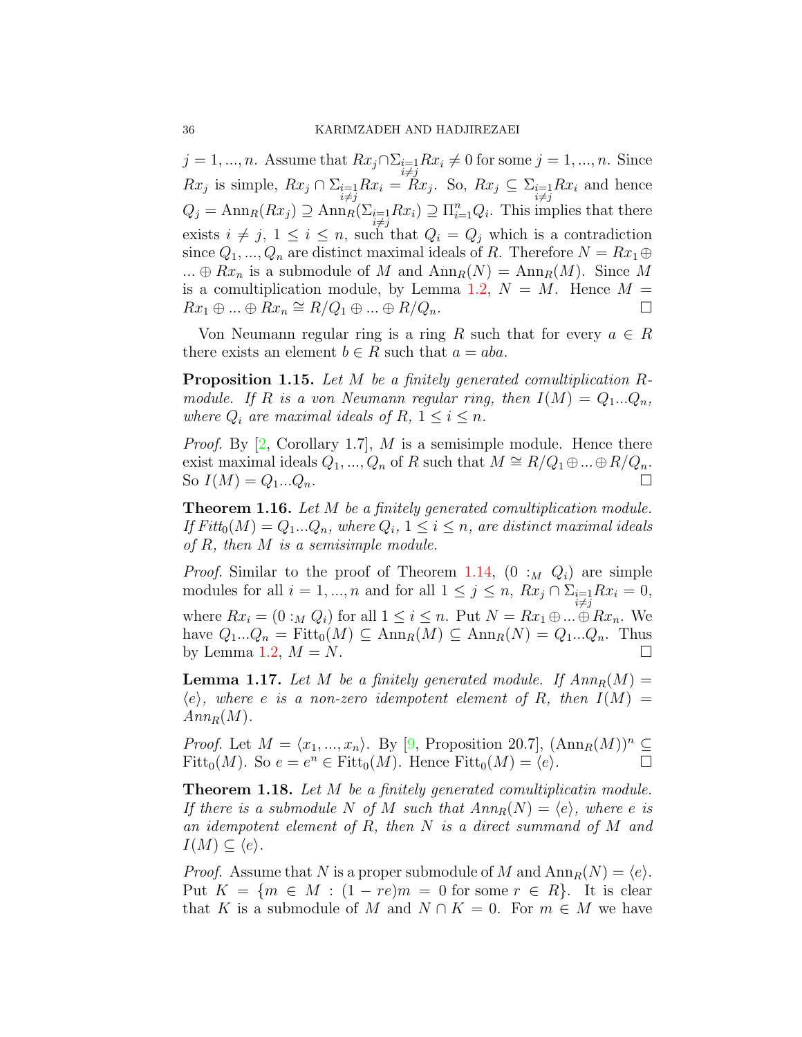$j=1,...,n$. Assume that $Rx_j \cap \Sigma_{\substack{i=1\\i\neq j}} Rx_i \neq 0$ for some $j=1,...,n$. Since $Rx_j$ is simple, $Rx_j \cap \Sigma_{\substack{i=1\\i\neq j}} Rx_i = Rx_j$. So, $Rx_j \subseteq \Sigma_{\substack{i=1\\i\neq j}} Rx_i$ and hence $Q_j = \mathrm{Ann}_R(Rx_j) \supseteq \mathrm{Ann}_R(\Sigma_{\substack{i=1\\i\neq j}} Rx_i) \supseteq \Pi_{i=1}^n Q_i$. This implies that there exists $i \neq j$, $1 \leq i \leq n$, such that $Q_i = Q_j$ which is a contradiction since $Q_1, ..., Q_n$ are distinct maximal ideals of $R$. Therefore $N = Rx_1 \oplus ... \oplus Rx_n$ is a submodule of $M$ and $\mathrm{Ann}_R(N) = \mathrm{Ann}_R(M)$. Since $M$ is a comultiplication module, by Lemma 1.2, $N = M$. Hence $M = Rx_1 \oplus ... \oplus Rx_n \cong R/Q_1 \oplus ... \oplus R/Q_n$. □

Von Neumann regular ring is a ring $R$ such that for every $a \in R$ there exists an element $b \in R$ such that $a = aba$.

**Proposition 1.15.** *Let $M$ be a finitely generated comultiplication $R$-module. If $R$ is a von Neumann regular ring, then $I(M) = Q_1...Q_n$, where $Q_i$ are maximal ideals of $R$, $1 \leq i \leq n$.*

*Proof.* By [2, Corollary 1.7], $M$ is a semisimple module. Hence there exist maximal ideals $Q_1, ..., Q_n$ of $R$ such that $M \cong R/Q_1 \oplus ... \oplus R/Q_n$. So $I(M) = Q_1...Q_n$. □

**Theorem 1.16.** *Let $M$ be a finitely generated comultiplication module. If $Fitt_0(M) = Q_1...Q_n$, where $Q_i$, $1 \leq i \leq n$, are distinct maximal ideals of $R$, then $M$ is a semisimple module.*

*Proof.* Similar to the proof of Theorem 1.14, $(0 :_M Q_i)$ are simple modules for all $i = 1, ..., n$ and for all $1 \leq j \leq n$, $Rx_j \cap \Sigma_{\substack{i=1\\i\neq j}} Rx_i = 0$, where $Rx_i = (0 :_M Q_i)$ for all $1 \leq i \leq n$. Put $N = Rx_1 \oplus ... \oplus Rx_n$. We have $Q_1...Q_n = \mathrm{Fitt}_0(M) \subseteq \mathrm{Ann}_R(M) \subseteq \mathrm{Ann}_R(N) = Q_1...Q_n$. Thus by Lemma 1.2, $M = N$. □

**Lemma 1.17.** *Let $M$ be a finitely generated module. If $Ann_R(M) = \langle e \rangle$, where $e$ is a non-zero idempotent element of $R$, then $I(M) = Ann_R(M)$.*

*Proof.* Let $M = \langle x_1, ..., x_n \rangle$. By [9, Proposition 20.7], $(\mathrm{Ann}_R(M))^n \subseteq \mathrm{Fitt}_0(M)$. So $e = e^n \in \mathrm{Fitt}_0(M)$. Hence $\mathrm{Fitt}_0(M) = \langle e \rangle$. □

**Theorem 1.18.** *Let $M$ be a finitely generated comultiplicatin module. If there is a submodule $N$ of $M$ such that $Ann_R(N) = \langle e \rangle$, where $e$ is an idempotent element of $R$, then $N$ is a direct summand of $M$ and $I(M) \subseteq \langle e \rangle$.*

*Proof.* Assume that $N$ is a proper submodule of $M$ and $\mathrm{Ann}_R(N) = \langle e \rangle$. Put $K = \{m \in M : (1 - re)m = 0 \text{ for some } r \in R\}$. It is clear that $K$ is a submodule of $M$ and $N \cap K = 0$. For $m \in M$ we have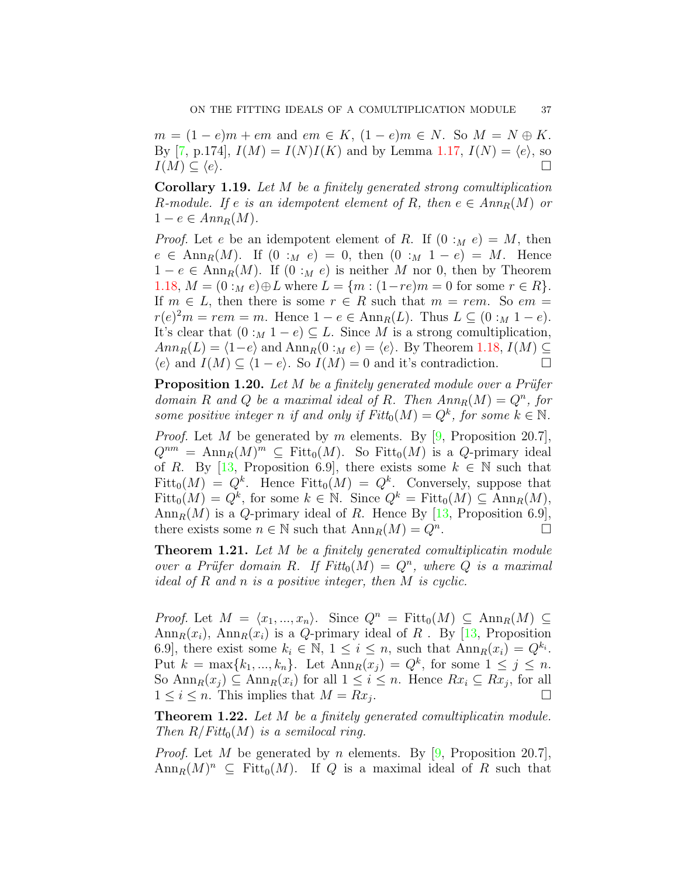$m = (1-e)m + em$ and $em \in K$, $(1-e)m \in N$. So $M = N \oplus K$. By [7, p.174], $I(M) = I(N)I(K)$ and by Lemma 1.17, $I(N) = \langle e \rangle$, so $I(M) \subseteq \langle e \rangle$. □

**Corollary 1.19.** *Let $M$ be a finitely generated strong comultiplication $R$-module. If $e$ is an idempotent element of $R$, then $e \in Ann_R(M)$ or $1 - e \in Ann_R(M)$.*

*Proof.* Let $e$ be an idempotent element of $R$. If $(0 :_M e) = M$, then $e \in \text{Ann}_R(M)$. If $(0 :_M e) = 0$, then $(0 :_M 1-e) = M$. Hence $1 - e \in \text{Ann}_R(M)$. If $(0 :_M e)$ is neither $M$ nor $0$, then by Theorem 1.18, $M = (0 :_M e) \oplus L$ where $L = \{m : (1-re)m = 0 \text{ for some } r \in R\}$. If $m \in L$, then there is some $r \in R$ such that $m = rem$. So $em = r(e)^2 m = rem = m$. Hence $1 - e \in \text{Ann}_R(L)$. Thus $L \subseteq (0 :_M 1-e)$. It's clear that $(0 :_M 1-e) \subseteq L$. Since $M$ is a strong comultiplication, $Ann_R(L) = \langle 1-e \rangle$ and $\text{Ann}_R(0 :_M e) = \langle e \rangle$. By Theorem 1.18, $I(M) \subseteq \langle e \rangle$ and $I(M) \subseteq \langle 1-e \rangle$. So $I(M) = 0$ and it's contradiction. □

**Proposition 1.20.** *Let $M$ be a finitely generated module over a Prüfer domain $R$ and $Q$ be a maximal ideal of $R$. Then $Ann_R(M) = Q^n$, for some positive integer $n$ if and only if $Fitt_0(M) = Q^k$, for some $k \in \mathbb{N}$.*

*Proof.* Let $M$ be generated by $m$ elements. By [9, Proposition 20.7], $Q^{nm} = \text{Ann}_R(M)^m \subseteq \text{Fitt}_0(M)$. So $\text{Fitt}_0(M)$ is a $Q$-primary ideal of $R$. By [13, Proposition 6.9], there exists some $k \in \mathbb{N}$ such that $\text{Fitt}_0(M) = Q^k$. Hence $\text{Fitt}_0(M) = Q^k$. Conversely, suppose that $\text{Fitt}_0(M) = Q^k$, for some $k \in \mathbb{N}$. Since $Q^k = \text{Fitt}_0(M) \subseteq \text{Ann}_R(M)$, $\text{Ann}_R(M)$ is a $Q$-primary ideal of $R$. Hence By [13, Proposition 6.9], there exists some $n \in \mathbb{N}$ such that $\text{Ann}_R(M) = Q^n$. □

**Theorem 1.21.** *Let $M$ be a finitely generated comultiplicatin module over a Prüfer domain $R$. If $Fitt_0(M) = Q^n$, where $Q$ is a maximal ideal of $R$ and $n$ is a positive integer, then $M$ is cyclic.*

*Proof.* Let $M = \langle x_1, ..., x_n \rangle$. Since $Q^n = \text{Fitt}_0(M) \subseteq \text{Ann}_R(M) \subseteq \text{Ann}_R(x_i)$, $\text{Ann}_R(x_i)$ is a $Q$-primary ideal of $R$ . By [13, Proposition 6.9], there exist some $k_i \in \mathbb{N}$, $1 \leq i \leq n$, such that $\text{Ann}_R(x_i) = Q^{k_i}$. Put $k = \max\{k_1, ..., k_n\}$. Let $\text{Ann}_R(x_j) = Q^k$, for some $1 \leq j \leq n$. So $\text{Ann}_R(x_j) \subseteq \text{Ann}_R(x_i)$ for all $1 \leq i \leq n$. Hence $Rx_i \subseteq Rx_j$, for all $1 \leq i \leq n$. This implies that $M = Rx_j$. □

**Theorem 1.22.** *Let $M$ be a finitely generated comultiplicatin module. Then $R/Fitt_0(M)$ is a semilocal ring.*

*Proof.* Let $M$ be generated by $n$ elements. By [9, Proposition 20.7], $\text{Ann}_R(M)^n \subseteq \text{Fitt}_0(M)$. If $Q$ is a maximal ideal of $R$ such that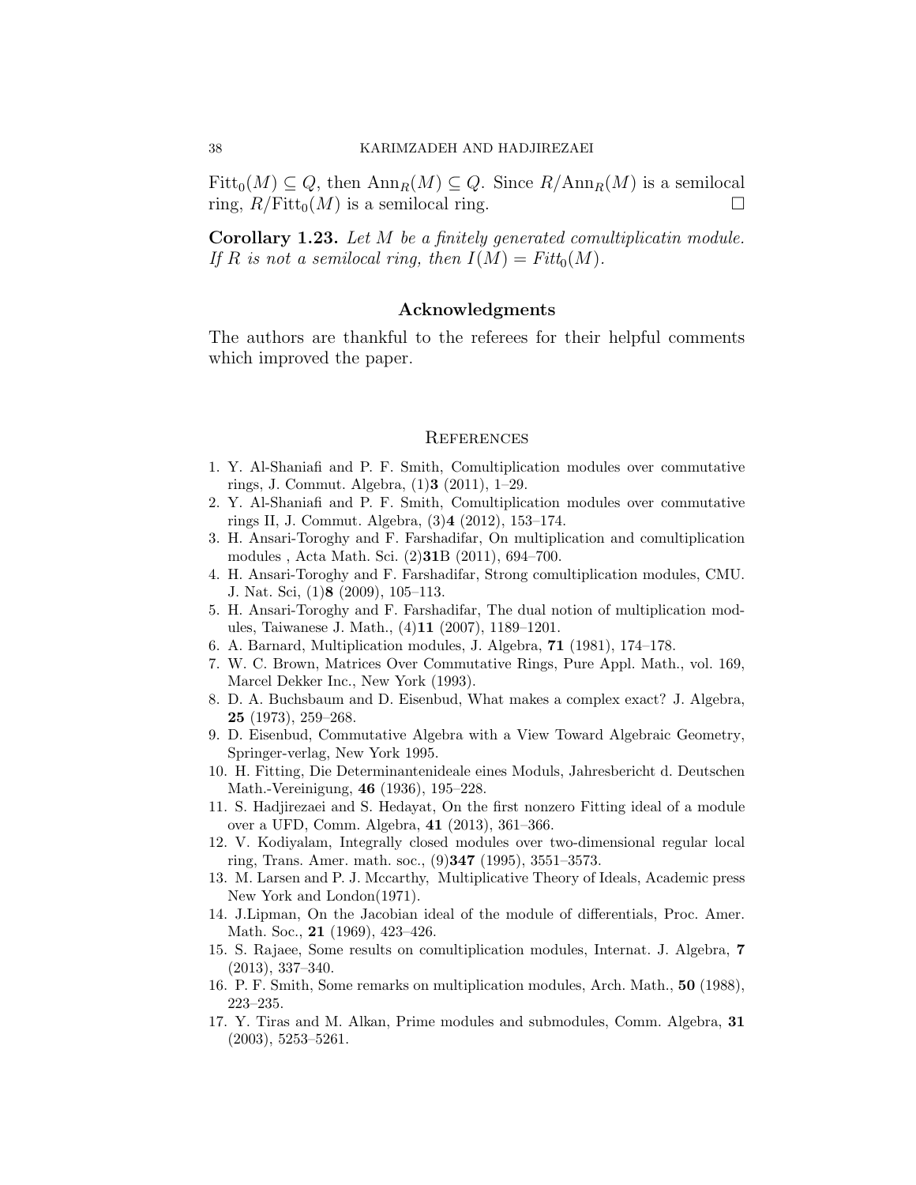$\text{Fitt}_0(M) \subseteq Q$, then $\text{Ann}_R(M) \subseteq Q$. Since $R/\text{Ann}_R(M)$ is a semilocal ring, $R/\text{Fitt}_0(M)$ is a semilocal ring. □

**Corollary 1.23.** *Let $M$ be a finitely generated comultiplicatin module. If $R$ is not a semilocal ring, then $I(M) = Fitt_0(M)$.*

## Acknowledgments

The authors are thankful to the referees for their helpful comments which improved the paper.

## References

1. Y. Al-Shaniafi and P. F. Smith, Comultiplication modules over commutative rings, J. Commut. Algebra, (1)**3** (2011), 1–29.
2. Y. Al-Shaniafi and P. F. Smith, Comultiplication modules over commutative rings II, J. Commut. Algebra, (3)**4** (2012), 153–174.
3. H. Ansari-Toroghy and F. Farshadifar, On multiplication and comultiplication modules , Acta Math. Sci. (2)**31**B (2011), 694–700.
4. H. Ansari-Toroghy and F. Farshadifar, Strong comultiplication modules, CMU. J. Nat. Sci, (1)**8** (2009), 105–113.
5. H. Ansari-Toroghy and F. Farshadifar, The dual notion of multiplication modules, Taiwanese J. Math., (4)**11** (2007), 1189–1201.
6. A. Barnard, Multiplication modules, J. Algebra, **71** (1981), 174–178.
7. W. C. Brown, Matrices Over Commutative Rings, Pure Appl. Math., vol. 169, Marcel Dekker Inc., New York (1993).
8. D. A. Buchsbaum and D. Eisenbud, What makes a complex exact? J. Algebra, **25** (1973), 259–268.
9. D. Eisenbud, Commutative Algebra with a View Toward Algebraic Geometry, Springer-verlag, New York 1995.
10. H. Fitting, Die Determinantenideale eines Moduls, Jahresbericht d. Deutschen Math.-Vereinigung, **46** (1936), 195–228.
11. S. Hadjirezaei and S. Hedayat, On the first nonzero Fitting ideal of a module over a UFD, Comm. Algebra, **41** (2013), 361–366.
12. V. Kodiyalam, Integrally closed modules over two-dimensional regular local ring, Trans. Amer. math. soc., (9)**347** (1995), 3551–3573.
13. M. Larsen and P. J. Mccarthy, Multiplicative Theory of Ideals, Academic press New York and London(1971).
14. J.Lipman, On the Jacobian ideal of the module of differentials, Proc. Amer. Math. Soc., **21** (1969), 423–426.
15. S. Rajaee, Some results on comultiplication modules, Internat. J. Algebra, **7** (2013), 337–340.
16. P. F. Smith, Some remarks on multiplication modules, Arch. Math., **50** (1988), 223–235.
17. Y. Tiras and M. Alkan, Prime modules and submodules, Comm. Algebra, **31** (2003), 5253–5261.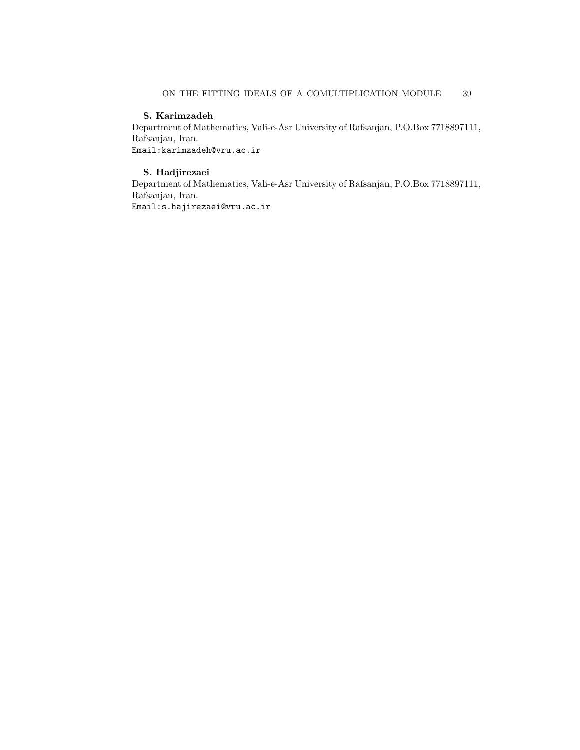**S. Karimzadeh**

Department of Mathematics, Vali-e-Asr University of Rafsanjan, P.O.Box 7718897111, Rafsanjan, Iran.

Email:karimzadeh@vru.ac.ir

**S. Hadjirezaei**

Department of Mathematics, Vali-e-Asr University of Rafsanjan, P.O.Box 7718897111, Rafsanjan, Iran.

Email:s.hajirezaei@vru.ac.ir